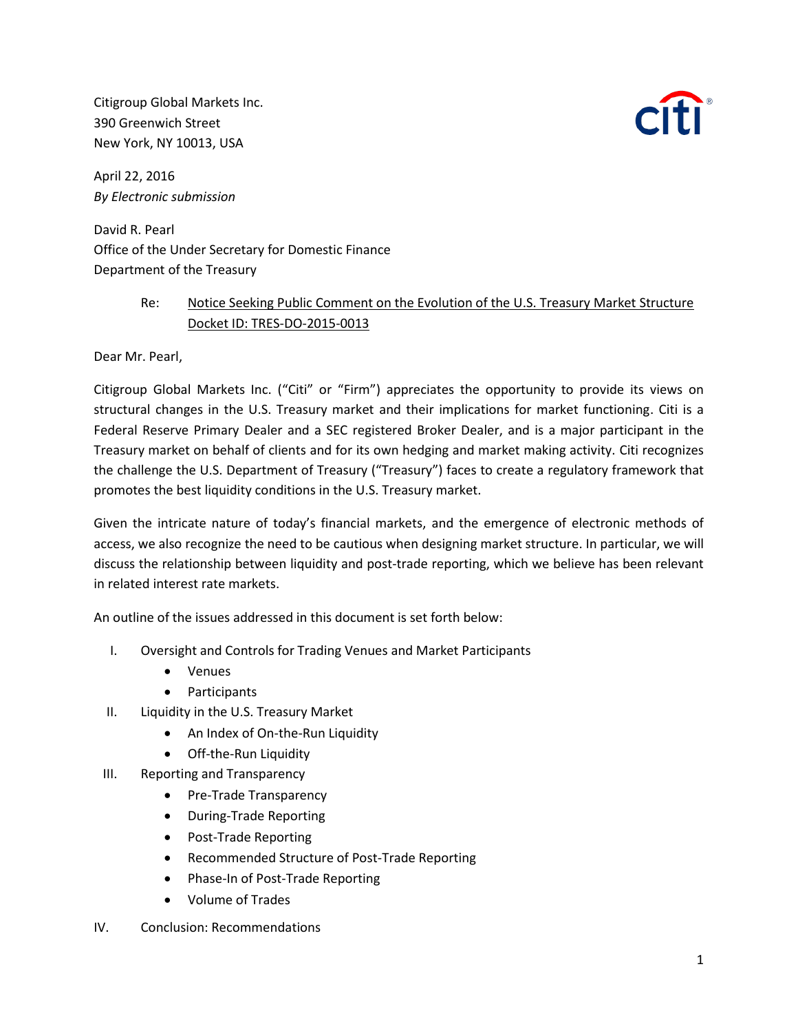Citigroup Global Markets Inc.
390 Greenwich Street
New York, NY 10013, USA

April 22, 2016
*By Electronic submission*

David R. Pearl
Office of the Under Secretary for Domestic Finance
Department of the Treasury

Re: Notice Seeking Public Comment on the Evolution of the U.S. Treasury Market Structure Docket ID: TRES-DO-2015-0013

Dear Mr. Pearl,

Citigroup Global Markets Inc. ("Citi" or "Firm") appreciates the opportunity to provide its views on structural changes in the U.S. Treasury market and their implications for market functioning. Citi is a Federal Reserve Primary Dealer and a SEC registered Broker Dealer, and is a major participant in the Treasury market on behalf of clients and for its own hedging and market making activity. Citi recognizes the challenge the U.S. Department of Treasury ("Treasury") faces to create a regulatory framework that promotes the best liquidity conditions in the U.S. Treasury market.

Given the intricate nature of today's financial markets, and the emergence of electronic methods of access, we also recognize the need to be cautious when designing market structure. In particular, we will discuss the relationship between liquidity and post-trade reporting, which we believe has been relevant in related interest rate markets.

An outline of the issues addressed in this document is set forth below:

I. Oversight and Controls for Trading Venues and Market Participants
   - Venues
   - Participants

II. Liquidity in the U.S. Treasury Market
   - An Index of On-the-Run Liquidity
   - Off-the-Run Liquidity

III. Reporting and Transparency
   - Pre-Trade Transparency
   - During-Trade Reporting
   - Post-Trade Reporting
   - Recommended Structure of Post-Trade Reporting
   - Phase-In of Post-Trade Reporting
   - Volume of Trades

IV. Conclusion: Recommendations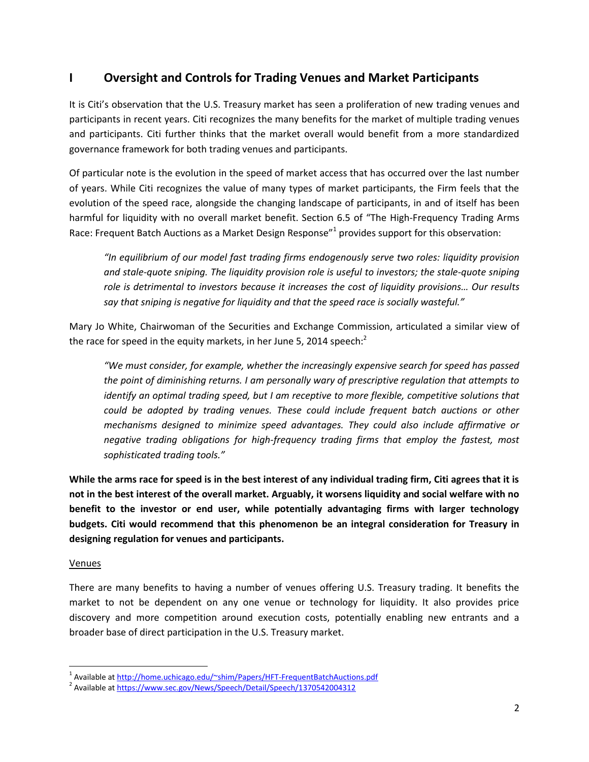## I Oversight and Controls for Trading Venues and Market Participants

It is Citi's observation that the U.S. Treasury market has seen a proliferation of new trading venues and participants in recent years. Citi recognizes the many benefits for the market of multiple trading venues and participants. Citi further thinks that the market overall would benefit from a more standardized governance framework for both trading venues and participants.

Of particular note is the evolution in the speed of market access that has occurred over the last number of years. While Citi recognizes the value of many types of market participants, the Firm feels that the evolution of the speed race, alongside the changing landscape of participants, in and of itself has been harmful for liquidity with no overall market benefit. Section 6.5 of "The High-Frequency Trading Arms Race: Frequent Batch Auctions as a Market Design Response"[1] provides support for this observation:

> *"In equilibrium of our model fast trading firms endogenously serve two roles: liquidity provision and stale-quote sniping. The liquidity provision role is useful to investors; the stale-quote sniping role is detrimental to investors because it increases the cost of liquidity provisions… Our results say that sniping is negative for liquidity and that the speed race is socially wasteful."*

Mary Jo White, Chairwoman of the Securities and Exchange Commission, articulated a similar view of the race for speed in the equity markets, in her June 5, 2014 speech:[2]

> *"We must consider, for example, whether the increasingly expensive search for speed has passed the point of diminishing returns. I am personally wary of prescriptive regulation that attempts to identify an optimal trading speed, but I am receptive to more flexible, competitive solutions that could be adopted by trading venues. These could include frequent batch auctions or other mechanisms designed to minimize speed advantages. They could also include affirmative or negative trading obligations for high-frequency trading firms that employ the fastest, most sophisticated trading tools."*

**While the arms race for speed is in the best interest of any individual trading firm, Citi agrees that it is not in the best interest of the overall market. Arguably, it worsens liquidity and social welfare with no benefit to the investor or end user, while potentially advantaging firms with larger technology budgets. Citi would recommend that this phenomenon be an integral consideration for Treasury in designing regulation for venues and participants.**

<u>Venues</u>

There are many benefits to having a number of venues offering U.S. Treasury trading. It benefits the market to not be dependent on any one venue or technology for liquidity. It also provides price discovery and more competition around execution costs, potentially enabling new entrants and a broader base of direct participation in the U.S. Treasury market.

---

[1] Available at http://home.uchicago.edu/~shim/Papers/HFT-FrequentBatchAuctions.pdf

[2] Available at https://www.sec.gov/News/Speech/Detail/Speech/1370542004312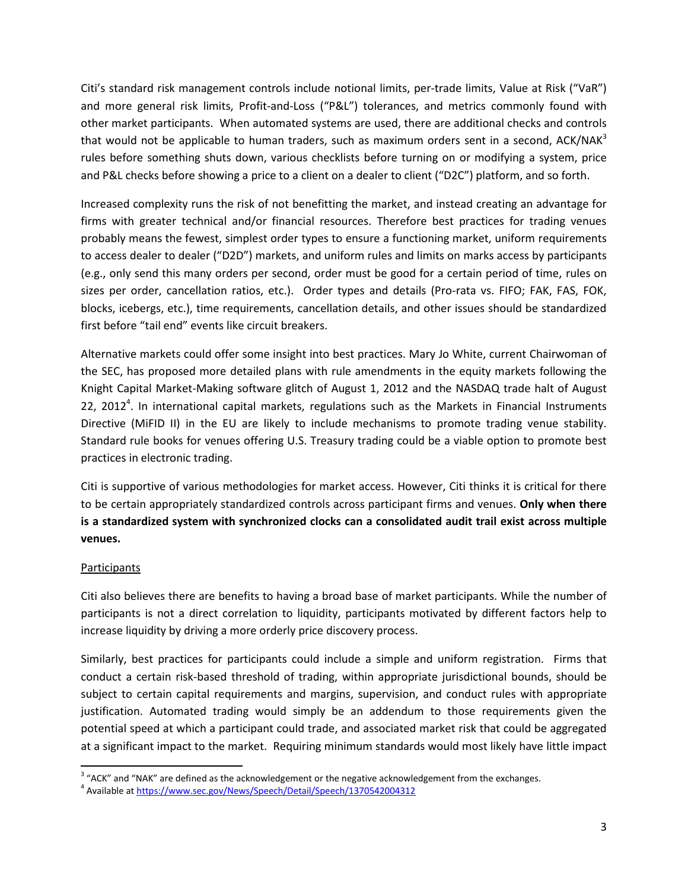Citi's standard risk management controls include notional limits, per-trade limits, Value at Risk ("VaR") and more general risk limits, Profit-and-Loss ("P&L") tolerances, and metrics commonly found with other market participants. When automated systems are used, there are additional checks and controls that would not be applicable to human traders, such as maximum orders sent in a second, ACK/NAK[3] rules before something shuts down, various checklists before turning on or modifying a system, price and P&L checks before showing a price to a client on a dealer to client ("D2C") platform, and so forth.

Increased complexity runs the risk of not benefitting the market, and instead creating an advantage for firms with greater technical and/or financial resources. Therefore best practices for trading venues probably means the fewest, simplest order types to ensure a functioning market, uniform requirements to access dealer to dealer ("D2D") markets, and uniform rules and limits on marks access by participants (e.g., only send this many orders per second, order must be good for a certain period of time, rules on sizes per order, cancellation ratios, etc.). Order types and details (Pro-rata vs. FIFO; FAK, FAS, FOK, blocks, icebergs, etc.), time requirements, cancellation details, and other issues should be standardized first before "tail end" events like circuit breakers.

Alternative markets could offer some insight into best practices. Mary Jo White, current Chairwoman of the SEC, has proposed more detailed plans with rule amendments in the equity markets following the Knight Capital Market-Making software glitch of August 1, 2012 and the NASDAQ trade halt of August 22, 2012[4]. In international capital markets, regulations such as the Markets in Financial Instruments Directive (MiFID II) in the EU are likely to include mechanisms to promote trading venue stability. Standard rule books for venues offering U.S. Treasury trading could be a viable option to promote best practices in electronic trading.

Citi is supportive of various methodologies for market access. However, Citi thinks it is critical for there to be certain appropriately standardized controls across participant firms and venues. **Only when there is a standardized system with synchronized clocks can a consolidated audit trail exist across multiple venues.**

<u>Participants</u>

Citi also believes there are benefits to having a broad base of market participants. While the number of participants is not a direct correlation to liquidity, participants motivated by different factors help to increase liquidity by driving a more orderly price discovery process.

Similarly, best practices for participants could include a simple and uniform registration. Firms that conduct a certain risk-based threshold of trading, within appropriate jurisdictional bounds, should be subject to certain capital requirements and margins, supervision, and conduct rules with appropriate justification. Automated trading would simply be an addendum to those requirements given the potential speed at which a participant could trade, and associated market risk that could be aggregated at a significant impact to the market. Requiring minimum standards would most likely have little impact

---

[3] "ACK" and "NAK" are defined as the acknowledgement or the negative acknowledgement from the exchanges.

[4] Available at https://www.sec.gov/News/Speech/Detail/Speech/1370542004312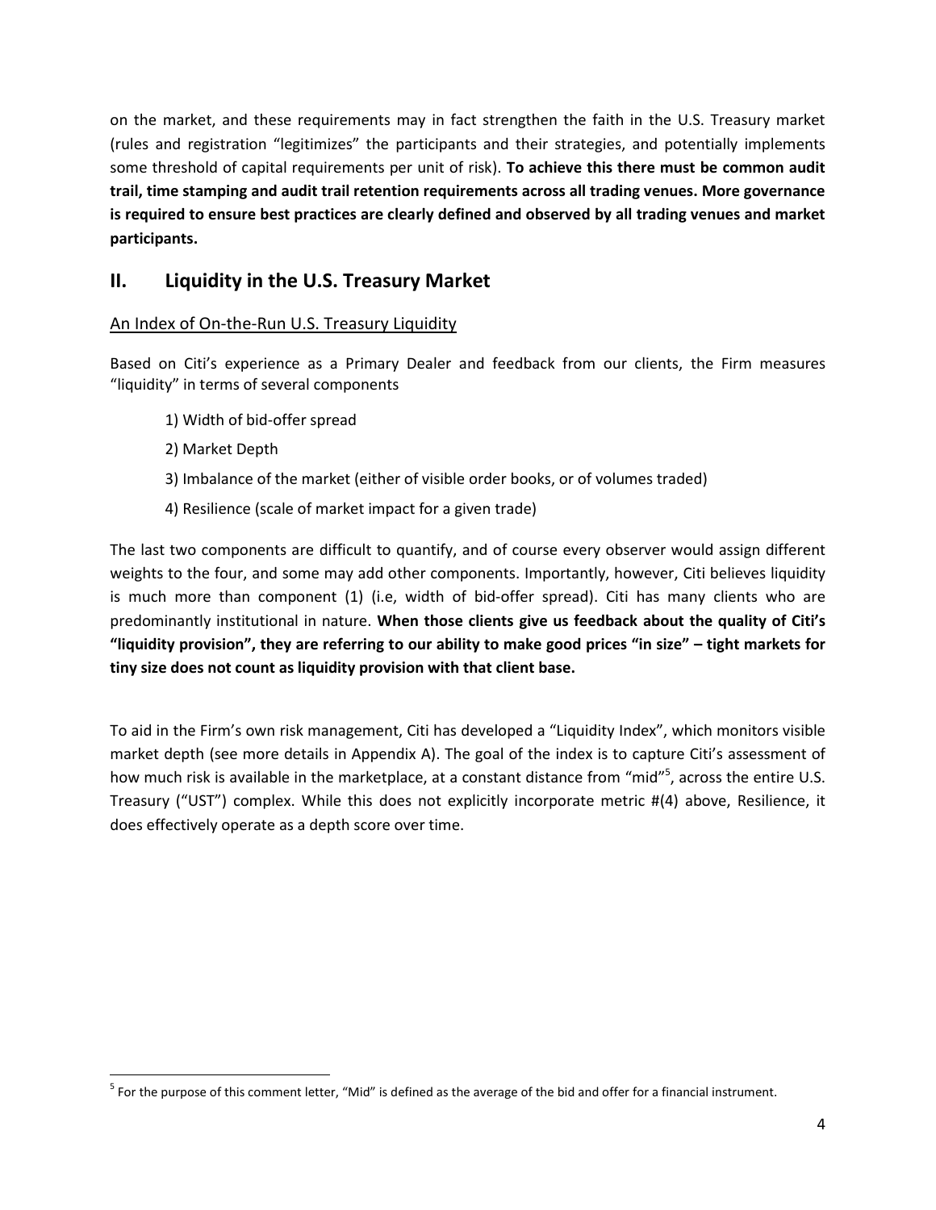on the market, and these requirements may in fact strengthen the faith in the U.S. Treasury market (rules and registration "legitimizes" the participants and their strategies, and potentially implements some threshold of capital requirements per unit of risk). **To achieve this there must be common audit trail, time stamping and audit trail retention requirements across all trading venues. More governance is required to ensure best practices are clearly defined and observed by all trading venues and market participants.**

## II. Liquidity in the U.S. Treasury Market

<u>An Index of On-the-Run U.S. Treasury Liquidity</u>

Based on Citi's experience as a Primary Dealer and feedback from our clients, the Firm measures "liquidity" in terms of several components

1) Width of bid-offer spread

2) Market Depth

3) Imbalance of the market (either of visible order books, or of volumes traded)

4) Resilience (scale of market impact for a given trade)

The last two components are difficult to quantify, and of course every observer would assign different weights to the four, and some may add other components. Importantly, however, Citi believes liquidity is much more than component (1) (i.e, width of bid-offer spread). Citi has many clients who are predominantly institutional in nature. **When those clients give us feedback about the quality of Citi's "liquidity provision", they are referring to our ability to make good prices "in size" – tight markets for tiny size does not count as liquidity provision with that client base.**

To aid in the Firm's own risk management, Citi has developed a "Liquidity Index", which monitors visible market depth (see more details in Appendix A). The goal of the index is to capture Citi's assessment of how much risk is available in the marketplace, at a constant distance from "mid"[5], across the entire U.S. Treasury ("UST") complex. While this does not explicitly incorporate metric #(4) above, Resilience, it does effectively operate as a depth score over time.

[5] For the purpose of this comment letter, "Mid" is defined as the average of the bid and offer for a financial instrument.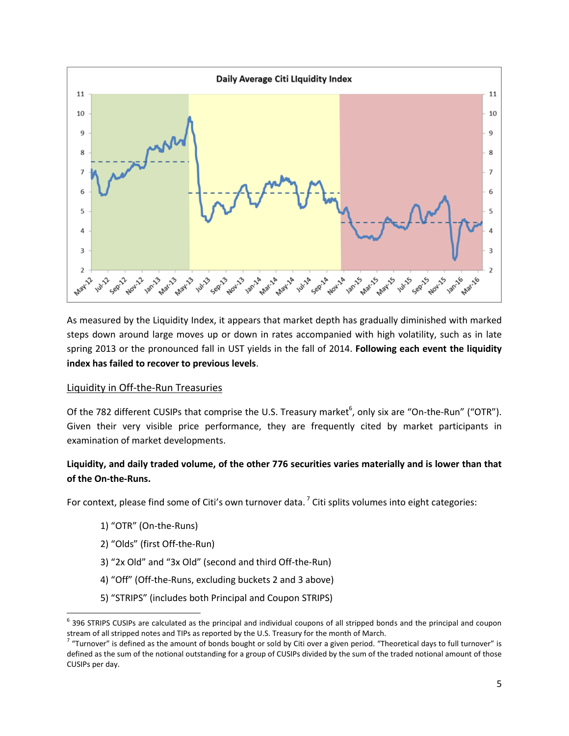As measured by the Liquidity Index, it appears that market depth has gradually diminished with marked steps down around large moves up or down in rates accompanied with high volatility, such as in late spring 2013 or the pronounced fall in UST yields in the fall of 2014. **Following each event the liquidity index has failed to recover to previous levels**.

Liquidity in Off-the-Run Treasuries

Of the 782 different CUSIPs that comprise the U.S. Treasury market[6], only six are "On-the-Run" ("OTR"). Given their very visible price performance, they are frequently cited by market participants in examination of market developments.

**Liquidity, and daily traded volume, of the other 776 securities varies materially and is lower than that of the On-the-Runs.**

For context, please find some of Citi's own turnover data.[7] Citi splits volumes into eight categories:

1) "OTR" (On-the-Runs)
2) "Olds" (first Off-the-Run)
3) "2x Old" and "3x Old" (second and third Off-the-Run)
4) "Off" (Off-the-Runs, excluding buckets 2 and 3 above)
5) "STRIPS" (includes both Principal and Coupon STRIPS)

[6] 396 STRIPS CUSIPs are calculated as the principal and individual coupons of all stripped bonds and the principal and coupon stream of all stripped notes and TIPs as reported by the U.S. Treasury for the month of March.

[7] "Turnover" is defined as the amount of bonds bought or sold by Citi over a given period. "Theoretical days to full turnover" is defined as the sum of the notional outstanding for a group of CUSIPs divided by the sum of the traded notional amount of those CUSIPs per day.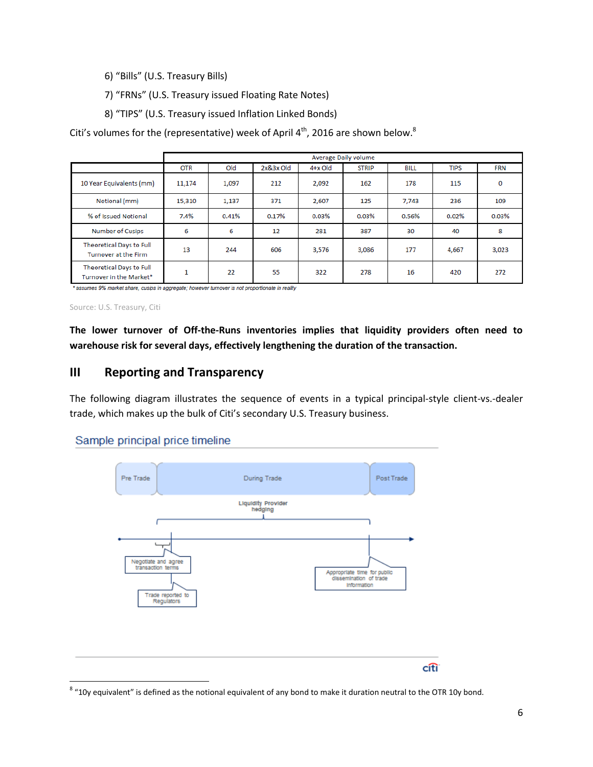6) "Bills" (U.S. Treasury Bills)

7) "FRNs" (U.S. Treasury issued Floating Rate Notes)

8) "TIPS" (U.S. Treasury issued Inflation Linked Bonds)

Citi's volumes for the (representative) week of April 4th, 2016 are shown below.[8]

| | Average Daily volume | | | | | | | |
|---|---|---|---|---|---|---|---|---|
| | OTR | Old | 2x&3x Old | 4+x Old | STRIP | BILL | TIPS | FRN |
| 10 Year Equivalents (mm) | 11,174 | 1,097 | 212 | 2,092 | 162 | 178 | 115 | 0 |
| Notional (mm) | 15,310 | 1,137 | 371 | 2,607 | 125 | 7,743 | 236 | 109 |
| % of Issued Notional | 7.4% | 0.41% | 0.17% | 0.03% | 0.03% | 0.56% | 0.02% | 0.03% |
| Number of Cusips | 6 | 6 | 12 | 281 | 387 | 30 | 40 | 8 |
| Theoretical Days to Full Turnover at the Firm | 13 | 244 | 606 | 3,576 | 3,086 | 177 | 4,667 | 3,023 |
| Theoretical Days to Full Turnover in the Market* | 1 | 22 | 55 | 322 | 278 | 16 | 420 | 272 |

*\* assumes 9% market share, cusips in aggregate; however turnover is not proportionate in reality*

Source: U.S. Treasury, Citi

**The lower turnover of Off-the-Runs inventories implies that liquidity providers often need to warehouse risk for several days, effectively lengthening the duration of the transaction.**

## III Reporting and Transparency

The following diagram illustrates the sequence of events in a typical principal-style client-vs.-dealer trade, which makes up the bulk of Citi's secondary U.S. Treasury business.

Sample principal price timeline

Pre Trade | During Trade | Post Trade

Liquidity Provider hedging

Negotiate and agree transaction terms

Trade reported to Regulators

Appropriate time for public dissemination of trade information

[8] "10y equivalent" is defined as the notional equivalent of any bond to make it duration neutral to the OTR 10y bond.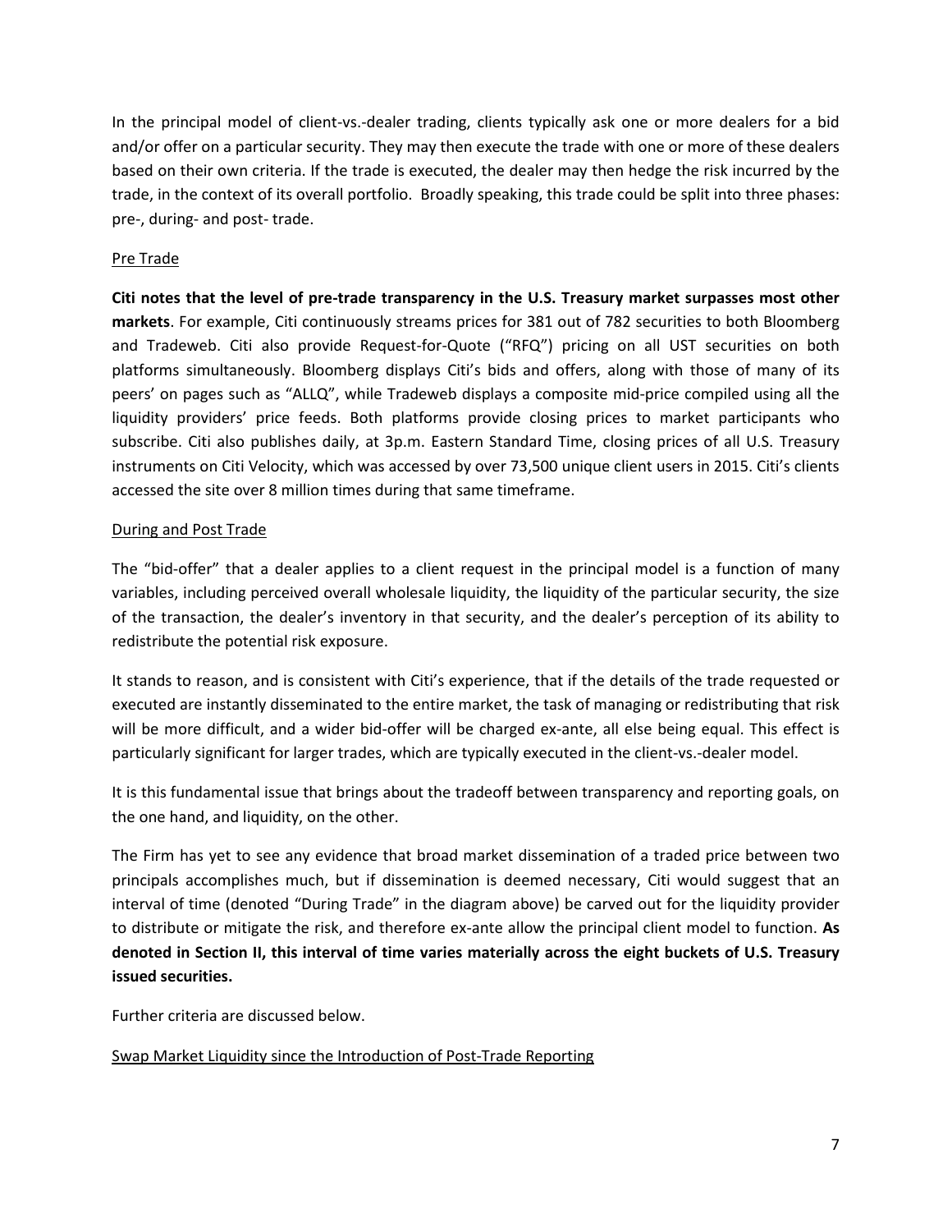In the principal model of client-vs.-dealer trading, clients typically ask one or more dealers for a bid and/or offer on a particular security. They may then execute the trade with one or more of these dealers based on their own criteria. If the trade is executed, the dealer may then hedge the risk incurred by the trade, in the context of its overall portfolio. Broadly speaking, this trade could be split into three phases: pre-, during- and post- trade.

<u>Pre Trade</u>

**Citi notes that the level of pre-trade transparency in the U.S. Treasury market surpasses most other markets**. For example, Citi continuously streams prices for 381 out of 782 securities to both Bloomberg and Tradeweb. Citi also provide Request-for-Quote ("RFQ") pricing on all UST securities on both platforms simultaneously. Bloomberg displays Citi's bids and offers, along with those of many of its peers' on pages such as "ALLQ", while Tradeweb displays a composite mid-price compiled using all the liquidity providers' price feeds. Both platforms provide closing prices to market participants who subscribe. Citi also publishes daily, at 3p.m. Eastern Standard Time, closing prices of all U.S. Treasury instruments on Citi Velocity, which was accessed by over 73,500 unique client users in 2015. Citi's clients accessed the site over 8 million times during that same timeframe.

<u>During and Post Trade</u>

The "bid-offer" that a dealer applies to a client request in the principal model is a function of many variables, including perceived overall wholesale liquidity, the liquidity of the particular security, the size of the transaction, the dealer's inventory in that security, and the dealer's perception of its ability to redistribute the potential risk exposure.

It stands to reason, and is consistent with Citi's experience, that if the details of the trade requested or executed are instantly disseminated to the entire market, the task of managing or redistributing that risk will be more difficult, and a wider bid-offer will be charged ex-ante, all else being equal. This effect is particularly significant for larger trades, which are typically executed in the client-vs.-dealer model.

It is this fundamental issue that brings about the tradeoff between transparency and reporting goals, on the one hand, and liquidity, on the other.

The Firm has yet to see any evidence that broad market dissemination of a traded price between two principals accomplishes much, but if dissemination is deemed necessary, Citi would suggest that an interval of time (denoted "During Trade" in the diagram above) be carved out for the liquidity provider to distribute or mitigate the risk, and therefore ex-ante allow the principal client model to function. **As denoted in Section II, this interval of time varies materially across the eight buckets of U.S. Treasury issued securities.**

Further criteria are discussed below.

<u>Swap Market Liquidity since the Introduction of Post-Trade Reporting</u>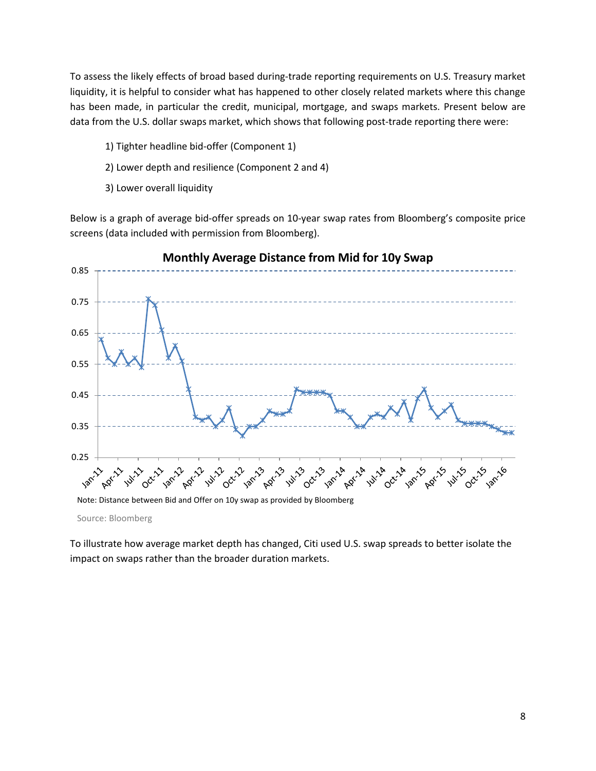To assess the likely effects of broad based during-trade reporting requirements on U.S. Treasury market liquidity, it is helpful to consider what has happened to other closely related markets where this change has been made, in particular the credit, municipal, mortgage, and swaps markets. Present below are data from the U.S. dollar swaps market, which shows that following post-trade reporting there were:

1) Tighter headline bid-offer (Component 1)
2) Lower depth and resilience (Component 2 and 4)
3) Lower overall liquidity

Below is a graph of average bid-offer spreads on 10-year swap rates from Bloomberg's composite price screens (data included with permission from Bloomberg).

**Monthly Average Distance from Mid for 10y Swap**

Note: Distance between Bid and Offer on 10y swap as provided by Bloomberg

Source: Bloomberg

To illustrate how average market depth has changed, Citi used U.S. swap spreads to better isolate the impact on swaps rather than the broader duration markets.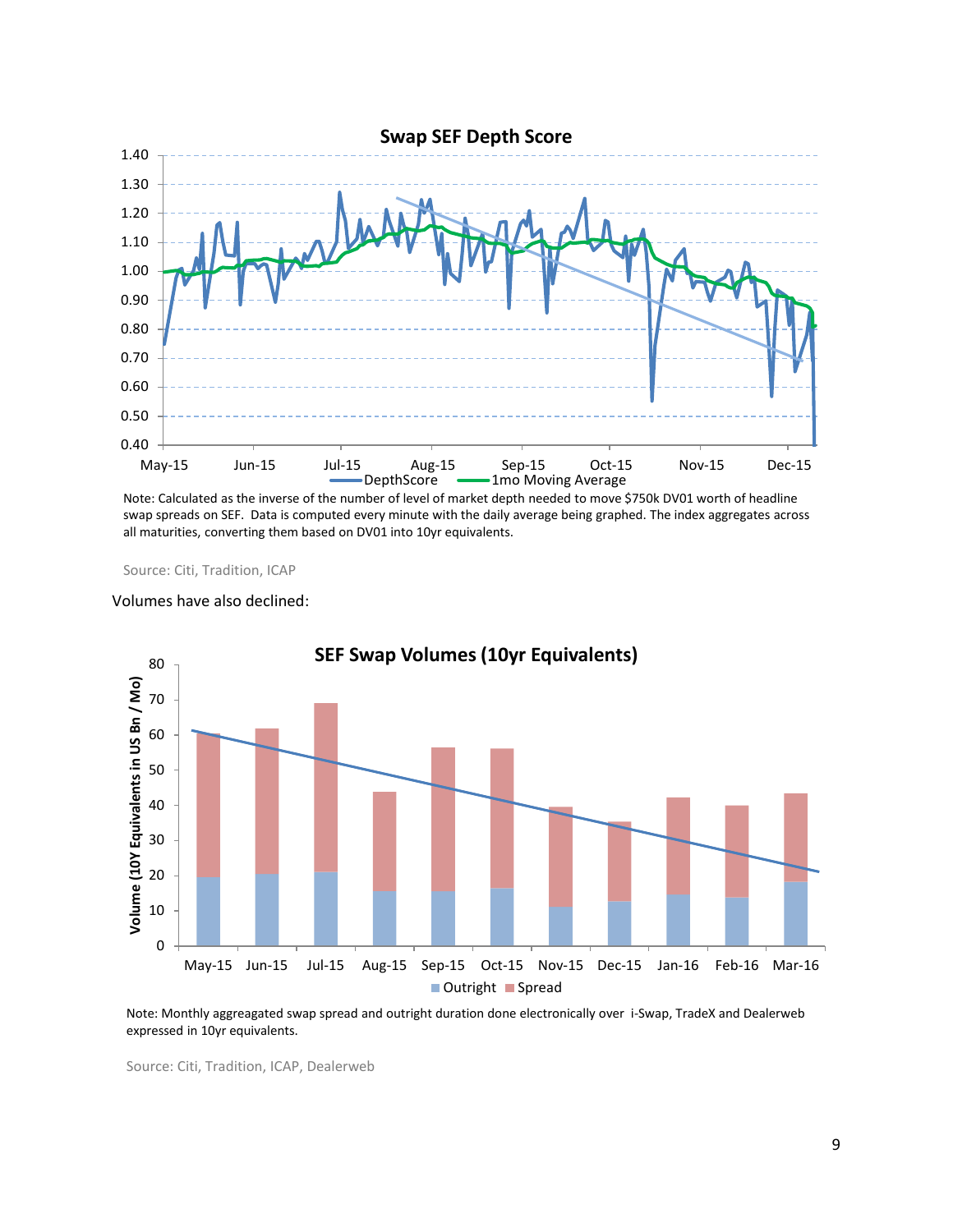**Swap SEF Depth Score**

Note: Calculated as the inverse of the number of level of market depth needed to move $750k DV01 worth of headline swap spreads on SEF. Data is computed every minute with the daily average being graphed. The index aggregates across all maturities, converting them based on DV01 into 10yr equivalents.

Source: Citi, Tradition, ICAP

Volumes have also declined:

**SEF Swap Volumes (10yr Equivalents)**

Note: Monthly aggreagated swap spread and outright duration done electronically over i-Swap, TradeX and Dealerweb expressed in 10yr equivalents.

Source: Citi, Tradition, ICAP, Dealerweb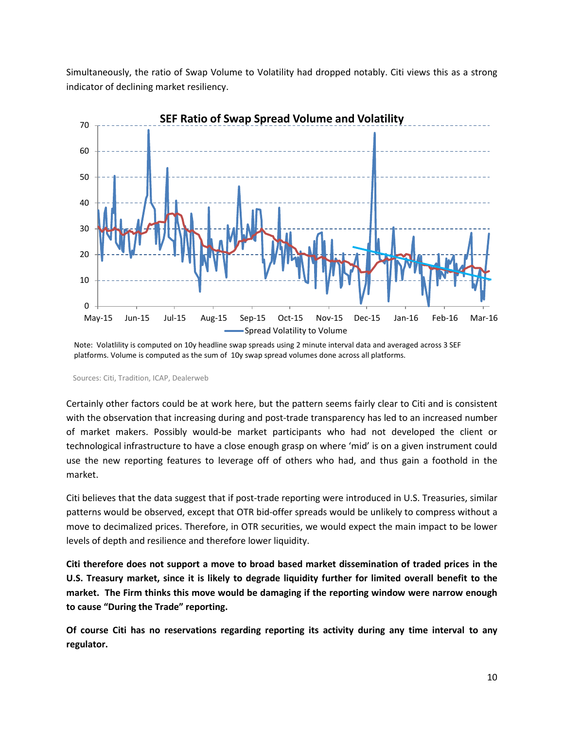Simultaneously, the ratio of Swap Volume to Volatility had dropped notably. Citi views this as a strong indicator of declining market resiliency.

**SEF Ratio of Swap Spread Volume and Volatility**

Note: Volatlility is computed on 10y headline swap spreads using 2 minute interval data and averaged across 3 SEF platforms. Volume is computed as the sum of 10y swap spread volumes done across all platforms.

Sources: Citi, Tradition, ICAP, Dealerweb

Certainly other factors could be at work here, but the pattern seems fairly clear to Citi and is consistent with the observation that increasing during and post-trade transparency has led to an increased number of market makers. Possibly would-be market participants who had not developed the client or technological infrastructure to have a close enough grasp on where 'mid' is on a given instrument could use the new reporting features to leverage off of others who had, and thus gain a foothold in the market.

Citi believes that the data suggest that if post-trade reporting were introduced in U.S. Treasuries, similar patterns would be observed, except that OTR bid-offer spreads would be unlikely to compress without a move to decimalized prices. Therefore, in OTR securities, we would expect the main impact to be lower levels of depth and resilience and therefore lower liquidity.

**Citi therefore does not support a move to broad based market dissemination of traded prices in the U.S. Treasury market, since it is likely to degrade liquidity further for limited overall benefit to the market. The Firm thinks this move would be damaging if the reporting window were narrow enough to cause "During the Trade" reporting.**

**Of course Citi has no reservations regarding reporting its activity during any time interval to any regulator.**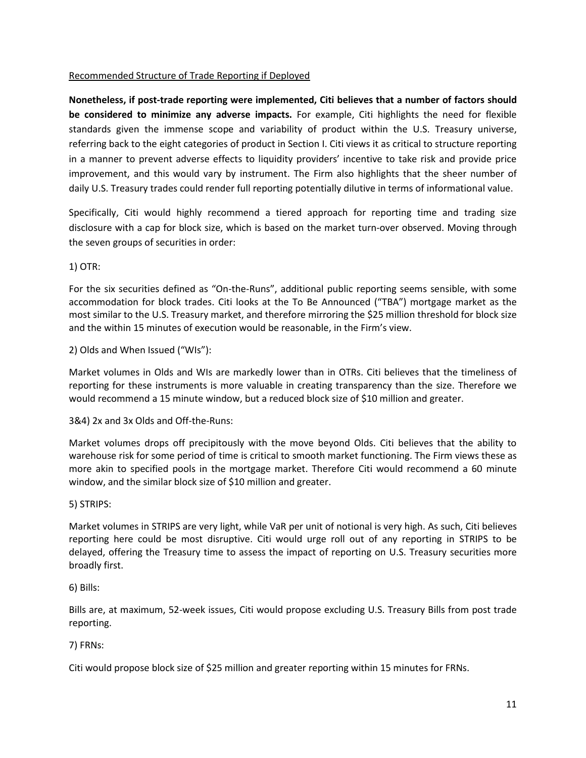Recommended Structure of Trade Reporting if Deployed

**Nonetheless, if post-trade reporting were implemented, Citi believes that a number of factors should be considered to minimize any adverse impacts.** For example, Citi highlights the need for flexible standards given the immense scope and variability of product within the U.S. Treasury universe, referring back to the eight categories of product in Section I. Citi views it as critical to structure reporting in a manner to prevent adverse effects to liquidity providers' incentive to take risk and provide price improvement, and this would vary by instrument. The Firm also highlights that the sheer number of daily U.S. Treasury trades could render full reporting potentially dilutive in terms of informational value.

Specifically, Citi would highly recommend a tiered approach for reporting time and trading size disclosure with a cap for block size, which is based on the market turn-over observed. Moving through the seven groups of securities in order:

1) OTR:

For the six securities defined as "On-the-Runs", additional public reporting seems sensible, with some accommodation for block trades. Citi looks at the To Be Announced ("TBA") mortgage market as the most similar to the U.S. Treasury market, and therefore mirroring the $25 million threshold for block size and the within 15 minutes of execution would be reasonable, in the Firm's view.

2) Olds and When Issued ("WIs"):

Market volumes in Olds and WIs are markedly lower than in OTRs. Citi believes that the timeliness of reporting for these instruments is more valuable in creating transparency than the size. Therefore we would recommend a 15 minute window, but a reduced block size of $10 million and greater.

3&4) 2x and 3x Olds and Off-the-Runs:

Market volumes drops off precipitously with the move beyond Olds. Citi believes that the ability to warehouse risk for some period of time is critical to smooth market functioning. The Firm views these as more akin to specified pools in the mortgage market. Therefore Citi would recommend a 60 minute window, and the similar block size of $10 million and greater.

5) STRIPS:

Market volumes in STRIPS are very light, while VaR per unit of notional is very high. As such, Citi believes reporting here could be most disruptive. Citi would urge roll out of any reporting in STRIPS to be delayed, offering the Treasury time to assess the impact of reporting on U.S. Treasury securities more broadly first.

6) Bills:

Bills are, at maximum, 52-week issues, Citi would propose excluding U.S. Treasury Bills from post trade reporting.

7) FRNs:

Citi would propose block size of $25 million and greater reporting within 15 minutes for FRNs.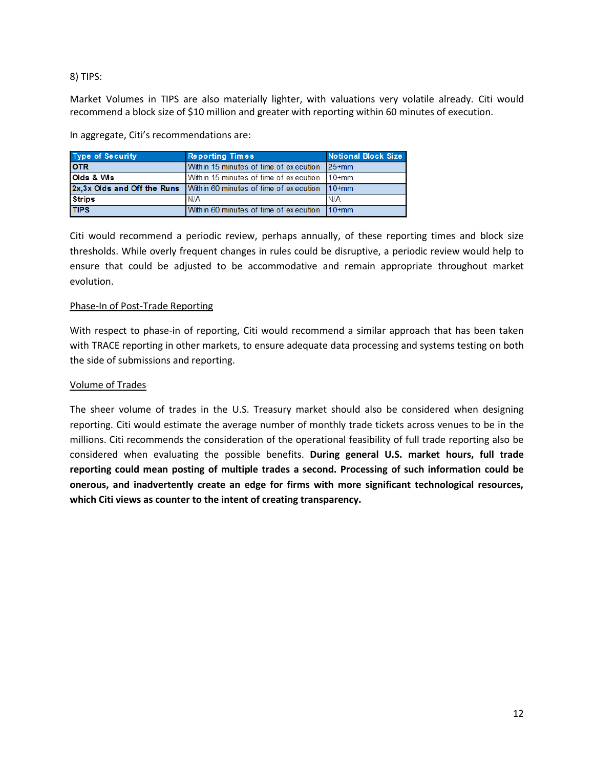8) TIPS:

Market Volumes in TIPS are also materially lighter, with valuations very volatile already. Citi would recommend a block size of $10 million and greater with reporting within 60 minutes of execution.

In aggregate, Citi's recommendations are:

| Type of Security | Reporting Times | Notional Block Size |
|---|---|---|
| OTR | Within 15 minutes of time of execution | 25+mm |
| Olds & WIs | Within 15 minutes of time of execution | 10+mm |
| 2x,3x Olds and Off the Runs | Within 60 minutes of time of execution | 10+mm |
| Strips | N/A | N/A |
| TIPS | Within 60 minutes of time of execution | 10+mm |

Citi would recommend a periodic review, perhaps annually, of these reporting times and block size thresholds. While overly frequent changes in rules could be disruptive, a periodic review would help to ensure that could be adjusted to be accommodative and remain appropriate throughout market evolution.

<u>Phase-In of Post-Trade Reporting</u>

With respect to phase-in of reporting, Citi would recommend a similar approach that has been taken with TRACE reporting in other markets, to ensure adequate data processing and systems testing on both the side of submissions and reporting.

<u>Volume of Trades</u>

The sheer volume of trades in the U.S. Treasury market should also be considered when designing reporting. Citi would estimate the average number of monthly trade tickets across venues to be in the millions. Citi recommends the consideration of the operational feasibility of full trade reporting also be considered when evaluating the possible benefits. **During general U.S. market hours, full trade reporting could mean posting of multiple trades a second. Processing of such information could be onerous, and inadvertently create an edge for firms with more significant technological resources, which Citi views as counter to the intent of creating transparency.**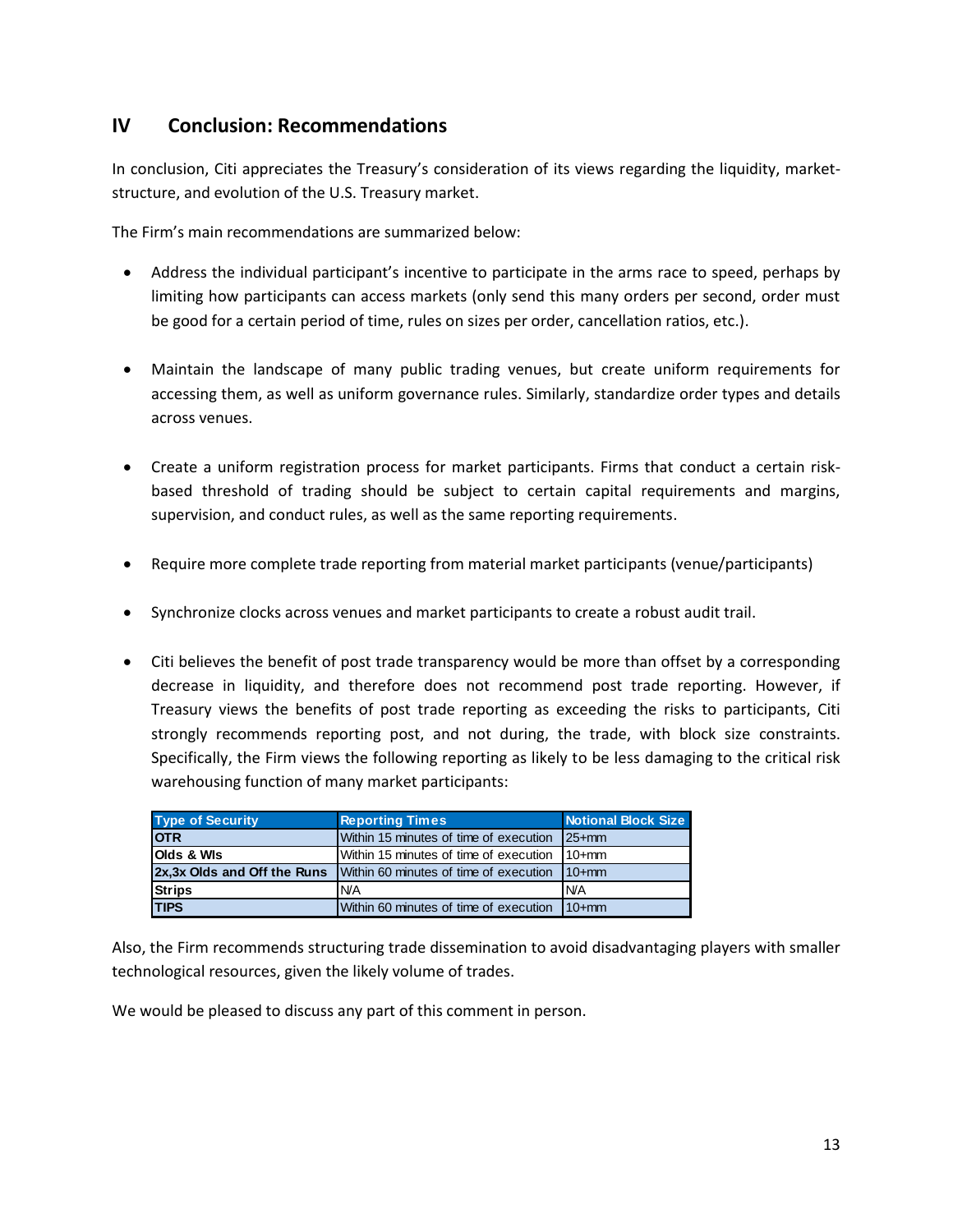## IV Conclusion: Recommendations

In conclusion, Citi appreciates the Treasury's consideration of its views regarding the liquidity, market-structure, and evolution of the U.S. Treasury market.

The Firm's main recommendations are summarized below:

- Address the individual participant's incentive to participate in the arms race to speed, perhaps by limiting how participants can access markets (only send this many orders per second, order must be good for a certain period of time, rules on sizes per order, cancellation ratios, etc.).

- Maintain the landscape of many public trading venues, but create uniform requirements for accessing them, as well as uniform governance rules. Similarly, standardize order types and details across venues.

- Create a uniform registration process for market participants. Firms that conduct a certain risk-based threshold of trading should be subject to certain capital requirements and margins, supervision, and conduct rules, as well as the same reporting requirements.

- Require more complete trade reporting from material market participants (venue/participants)

- Synchronize clocks across venues and market participants to create a robust audit trail.

- Citi believes the benefit of post trade transparency would be more than offset by a corresponding decrease in liquidity, and therefore does not recommend post trade reporting. However, if Treasury views the benefits of post trade reporting as exceeding the risks to participants, Citi strongly recommends reporting post, and not during, the trade, with block size constraints. Specifically, the Firm views the following reporting as likely to be less damaging to the critical risk warehousing function of many market participants:

| Type of Security | Reporting Times | Notional Block Size |
|---|---|---|
| **OTR** | Within 15 minutes of time of execution | 25+mm |
| **Olds & WIs** | Within 15 minutes of time of execution | 10+mm |
| **2x,3x Olds and Off the Runs** | Within 60 minutes of time of execution | 10+mm |
| **Strips** | N/A | N/A |
| **TIPS** | Within 60 minutes of time of execution | 10+mm |

Also, the Firm recommends structuring trade dissemination to avoid disadvantaging players with smaller technological resources, given the likely volume of trades.

We would be pleased to discuss any part of this comment in person.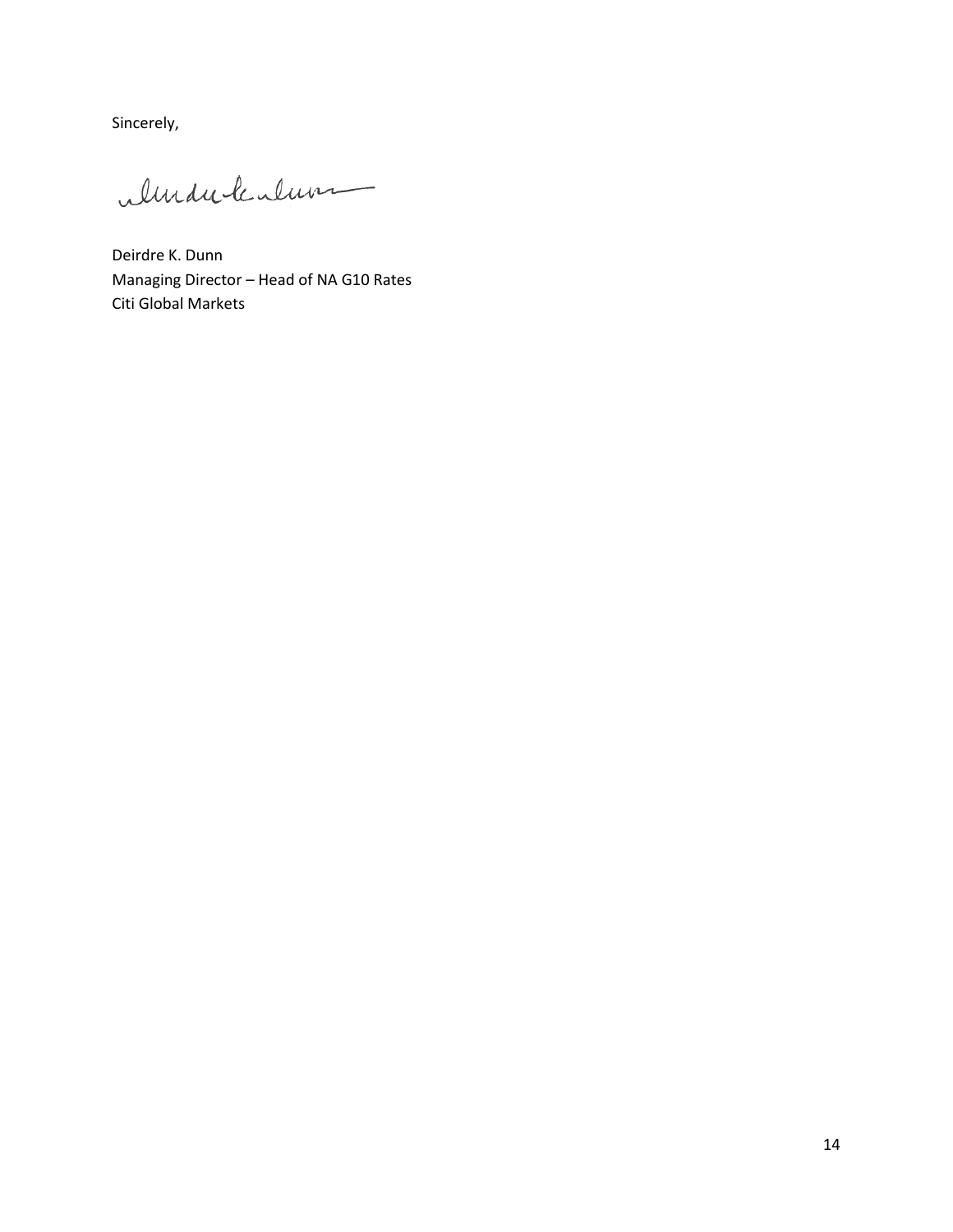Sincerely,

Deirdre K. Dunn
Managing Director – Head of NA G10 Rates
Citi Global Markets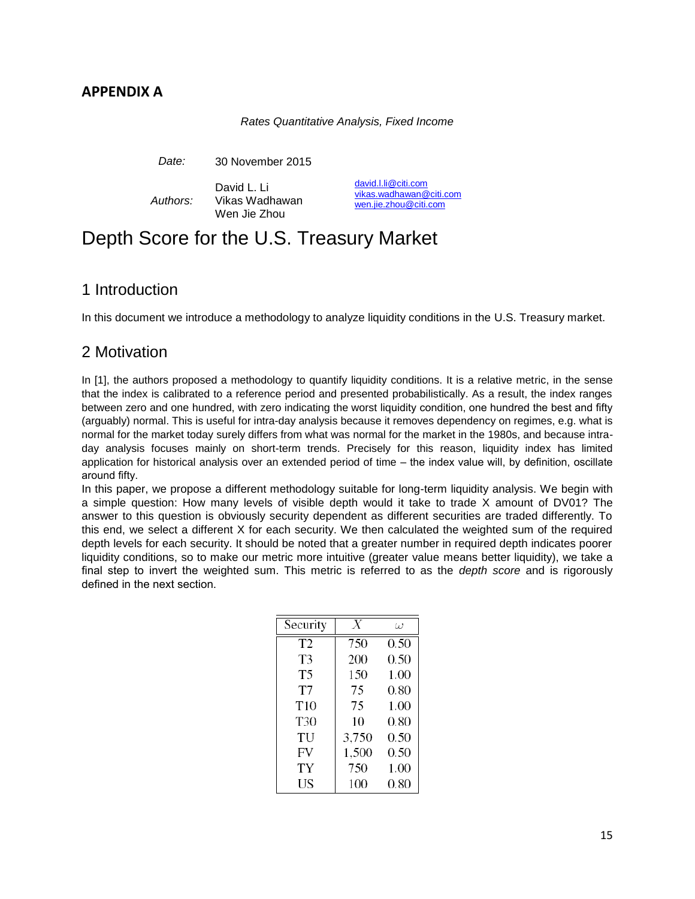## APPENDIX A

*Rates Quantitative Analysis, Fixed Income*

*Date:* 30 November 2015

*Authors:* David L. Li, Vikas Wadhawan, Wen Jie Zhou

david.l.li@citi.com
vikas.wadhawan@citi.com
wen.jie.zhou@citi.com

# Depth Score for the U.S. Treasury Market

## 1 Introduction

In this document we introduce a methodology to analyze liquidity conditions in the U.S. Treasury market.

## 2 Motivation

In [1], the authors proposed a methodology to quantify liquidity conditions. It is a relative metric, in the sense that the index is calibrated to a reference period and presented probabilistically. As a result, the index ranges between zero and one hundred, with zero indicating the worst liquidity condition, one hundred the best and fifty (arguably) normal. This is useful for intra-day analysis because it removes dependency on regimes, e.g. what is normal for the market today surely differs from what was normal for the market in the 1980s, and because intra-day analysis focuses mainly on short-term trends. Precisely for this reason, liquidity index has limited application for historical analysis over an extended period of time – the index value will, by definition, oscillate around fifty.

In this paper, we propose a different methodology suitable for long-term liquidity analysis. We begin with a simple question: How many levels of visible depth would it take to trade X amount of DV01? The answer to this question is obviously security dependent as different securities are traded differently. To this end, we select a different X for each security. We then calculated the weighted sum of the required depth levels for each security. It should be noted that a greater number in required depth indicates poorer liquidity conditions, so to make our metric more intuitive (greater value means better liquidity), we take a final step to invert the weighted sum. This metric is referred to as the *depth score* and is rigorously defined in the next section.

| Security | $X$ | $\omega$ |
|---|---|---|
| T2 | 750 | 0.50 |
| T3 | 200 | 0.50 |
| T5 | 150 | 1.00 |
| T7 | 75 | 0.80 |
| T10 | 75 | 1.00 |
| T30 | 10 | 0.80 |
| TU | 3,750 | 0.50 |
| FV | 1,500 | 0.50 |
| TY | 750 | 1.00 |
| US | 100 | 0.80 |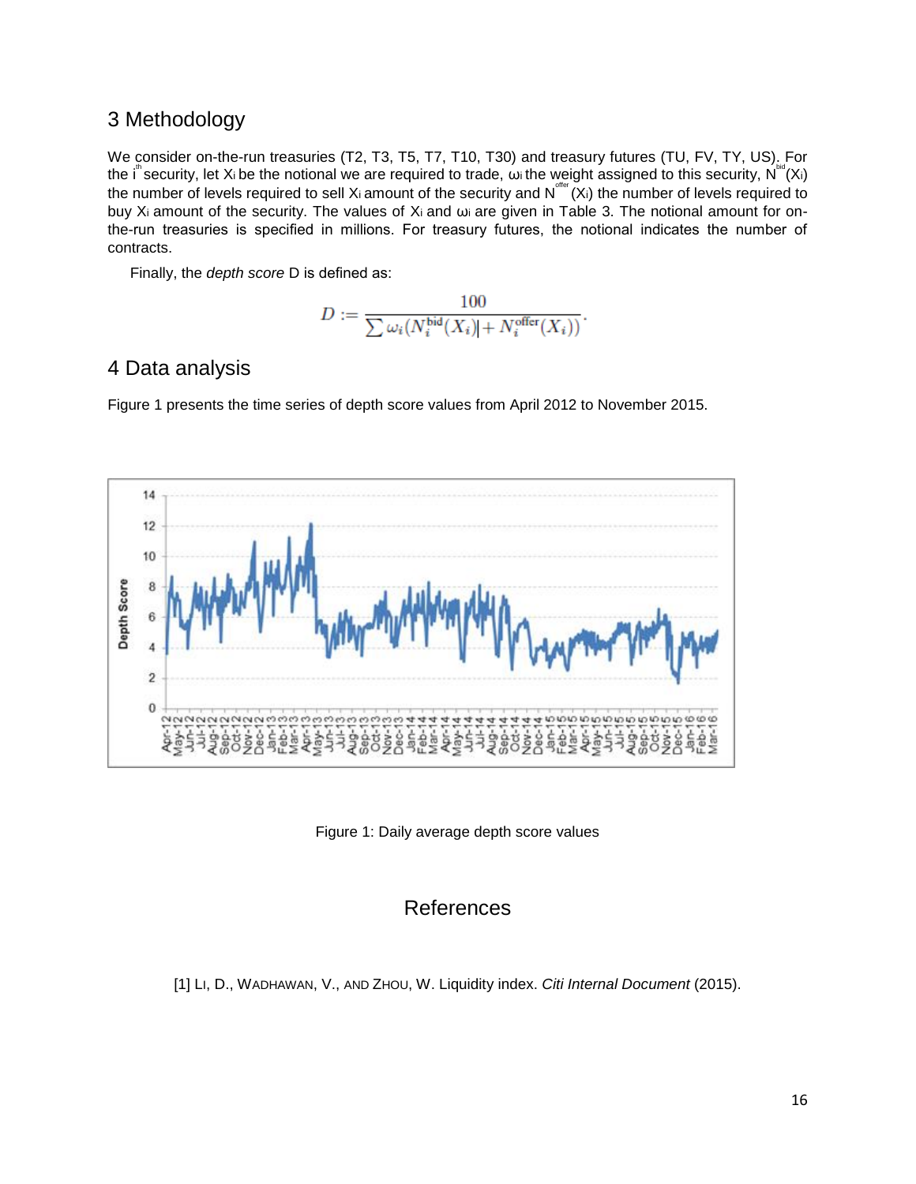## 3 Methodology

We consider on-the-run treasuries (T2, T3, T5, T7, T10, T30) and treasury futures (TU, FV, TY, US). For the $i^{th}$ security, let $X_i$ be the notional we are required to trade, $\omega_i$ the weight assigned to this security, $N^{bid}(X_i)$ the number of levels required to sell $X_i$ amount of the security and $N^{offer}(X_i)$ the number of levels required to buy $X_i$ amount of the security. The values of $X_i$ and $\omega_i$ are given in Table 3. The notional amount for on-the-run treasuries is specified in millions. For treasury futures, the notional indicates the number of contracts.

Finally, the *depth score* D is defined as:

$$D := \frac{100}{\sum \omega_i (N_i^{\text{bid}}(X_i)| + N_i^{\text{offer}}(X_i))}.$$

## 4 Data analysis

Figure 1 presents the time series of depth score values from April 2012 to November 2015.

Depth Score

14
12
10
8
6
4
2
0

Apr-12 May-12 Jun-12 Jul-12 Aug-12 Sep-12 Oct-12 Nov-12 Dec-12 Jan-13 Feb-13 Mar-13 Apr-13 May-13 Jun-13 Jul-13 Aug-13 Sep-13 Oct-13 Nov-13 Dec-13 Jan-14 Feb-14 Mar-14 Apr-14 May-14 Jun-14 Jul-14 Aug-14 Sep-14 Oct-14 Nov-14 Dec-14 Jan-15 Feb-15 Mar-15 Apr-15 May-15 Jun-15 Jul-15 Aug-15 Sep-15 Oct-15 Nov-15 Dec-15 Jan-16 Feb-16 Mar-16

Figure 1: Daily average depth score values

# References

[1] Li, D., Wadhawan, V., and Zhou, W. Liquidity index. *Citi Internal Document* (2015).